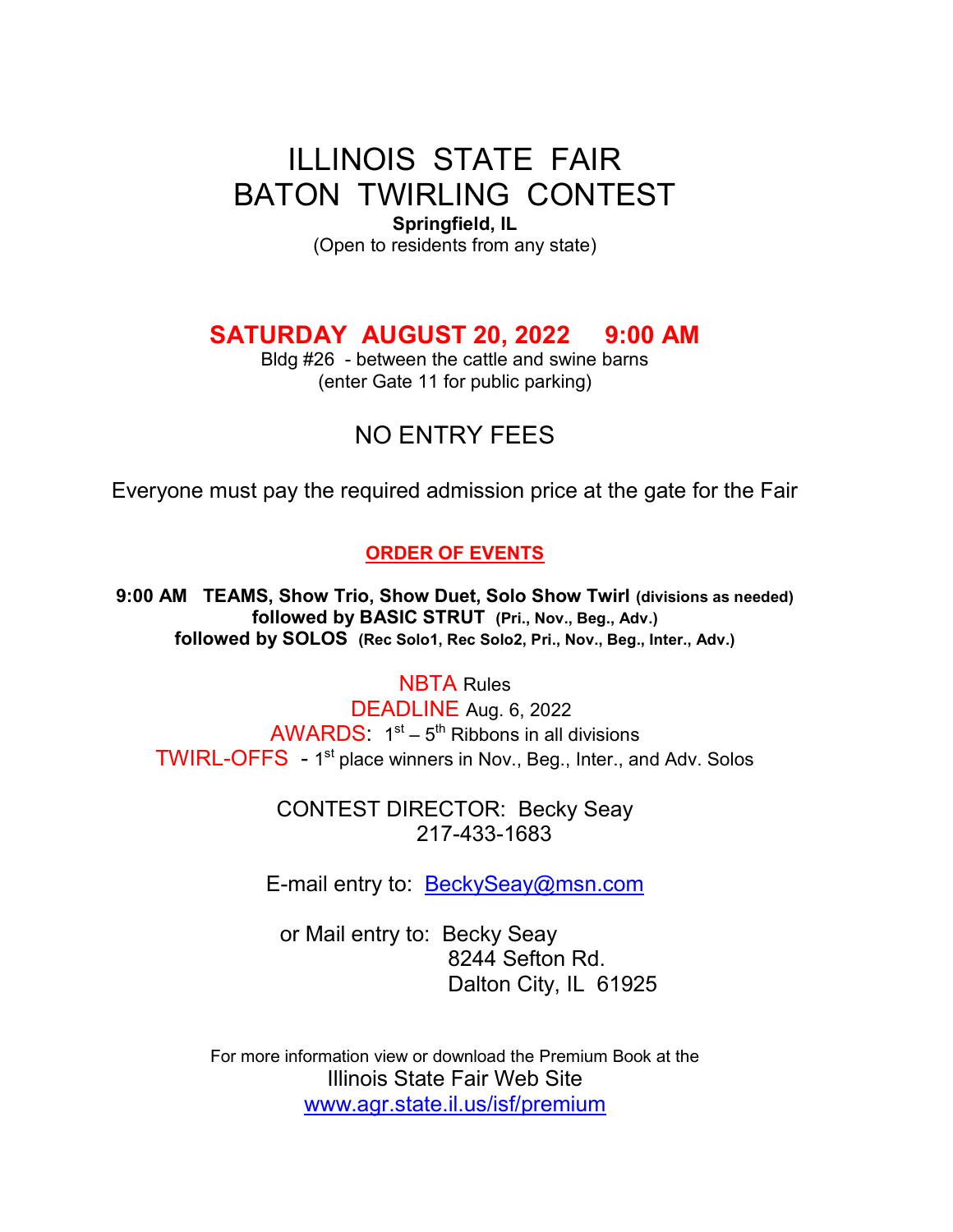# ILLINOIS STATE FAIR
# BATON TWIRLING CONTEST

**Springfield, IL**

(Open to residents from any state)

## SATURDAY AUGUST 20, 2022 9:00 AM

Bldg #26 - between the cattle and swine barns
(enter Gate 11 for public parking)

## NO ENTRY FEES

Everyone must pay the required admission price at the gate for the Fair

**ORDER OF EVENTS**

**9:00 AM TEAMS, Show Trio, Show Duet, Solo Show Twirl (divisions as needed)**
**followed by BASIC STRUT (Pri., Nov., Beg., Adv.)**
**followed by SOLOS (Rec Solo1, Rec Solo2, Pri., Nov., Beg., Inter., Adv.)**

NBTA Rules

DEADLINE Aug. 6, 2022

AWARDS: 1st – 5th Ribbons in all divisions

TWIRL-OFFS - 1st place winners in Nov., Beg., Inter., and Adv. Solos

CONTEST DIRECTOR: Becky Seay
217-433-1683

E-mail entry to: BeckySeay@msn.com

or Mail entry to: Becky Seay
8244 Sefton Rd.
Dalton City, IL 61925

For more information view or download the Premium Book at the
Illinois State Fair Web Site
www.agr.state.il.us/isf/premium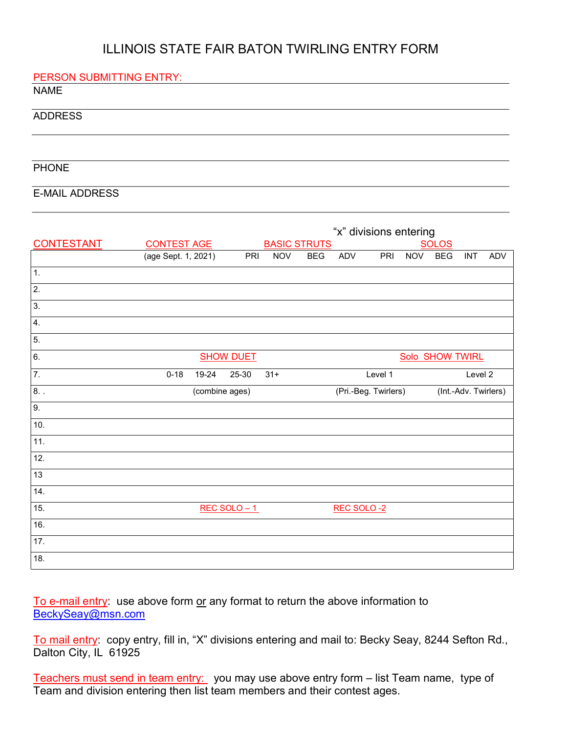# ILLINOIS STATE FAIR BATON TWIRLING ENTRY FORM

PERSON SUBMITTING ENTRY:

NAME

ADDRESS

PHONE

E-MAIL ADDRESS

"x" divisions entering

| CONTESTANT | CONTEST AGE | BASIC STRUTS | | | | SOLOS | | | | |
|---|---|---|---|---|---|---|---|---|---|---|
| | (age Sept. 1, 2021) | PRI | NOV | BEG | ADV | PRI | NOV | BEG | INT | ADV |
| 1. | | | | | | | | | | |
| 2. | | | | | | | | | | |
| 3. | | | | | | | | | | |
| 4. | | | | | | | | | | |
| 5. | | | | | | | | | | |
| 6. | SHOW DUET | | | | | Solo SHOW TWIRL | | | | |
| 7. | 0-18 | 19-24 | 25-30 | 31+ | | Level 1 | | | Level 2 | |
| 8. . | (combine ages) | | | | | (Pri.-Beg. Twirlers) | | | (Int.-Adv. Twirlers) | |
| 9. | | | | | | | | | | |
| 10. | | | | | | | | | | |
| 11. | | | | | | | | | | |
| 12. | | | | | | | | | | |
| 13 | | | | | | | | | | |
| 14. | | | | | | | | | | |
| 15. | REC SOLO – 1 | | | | | REC SOLO -2 | | | | |
| 16. | | | | | | | | | | |
| 17. | | | | | | | | | | |
| 18. | | | | | | | | | | |

To e-mail entry: use above form or any format to return the above information to BeckySeay@msn.com

To mail entry: copy entry, fill in, "X" divisions entering and mail to: Becky Seay, 8244 Sefton Rd., Dalton City, IL 61925

Teachers must send in team entry: you may use above entry form – list Team name, type of Team and division entering then list team members and their contest ages.